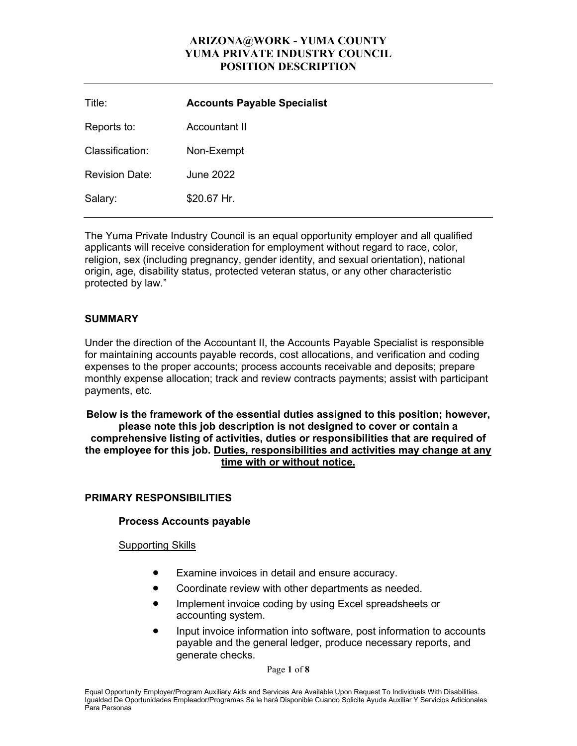# ARIZONA@WORK - YUMA COUNTY
# YUMA PRIVATE INDUSTRY COUNCIL
# POSITION DESCRIPTION

---

| | |
|---|---|
| Title: | **Accounts Payable Specialist** |
| Reports to: | Accountant II |
| Classification: | Non-Exempt |
| Revision Date: | June 2022 |
| Salary: | $20.67 Hr. |

---

The Yuma Private Industry Council is an equal opportunity employer and all qualified applicants will receive consideration for employment without regard to race, color, religion, sex (including pregnancy, gender identity, and sexual orientation), national origin, age, disability status, protected veteran status, or any other characteristic protected by law."

## SUMMARY

Under the direction of the Accountant II, the Accounts Payable Specialist is responsible for maintaining accounts payable records, cost allocations, and verification and coding expenses to the proper accounts; process accounts receivable and deposits; prepare monthly expense allocation; track and review contracts payments; assist with participant payments, etc.

**Below is the framework of the essential duties assigned to this position; however, please note this job description is not designed to cover or contain a comprehensive listing of activities, duties or responsibilities that are required of the employee for this job. <u>Duties, responsibilities and activities may change at any time with or without notice.</u>**

## PRIMARY RESPONSIBILITIES

### Process Accounts payable

<u>Supporting Skills</u>

- Examine invoices in detail and ensure accuracy.
- Coordinate review with other departments as needed.
- Implement invoice coding by using Excel spreadsheets or accounting system.
- Input invoice information into software, post information to accounts payable and the general ledger, produce necessary reports, and generate checks.

Equal Opportunity Employer/Program Auxiliary Aids and Services Are Available Upon Request To Individuals With Disabilities. Igualdad De Oportunidades Empleador/Programas Se le hará Disponible Cuando Solicite Ayuda Auxiliar Y Servicios Adicionales Para Personas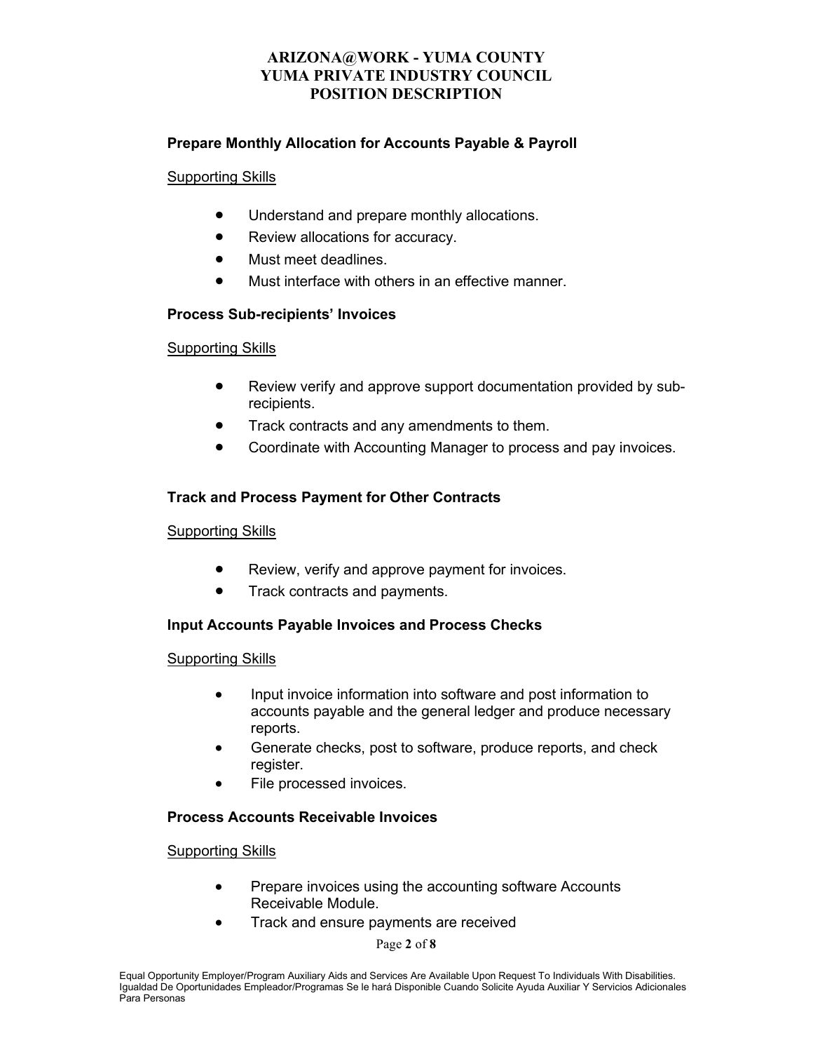### Prepare Monthly Allocation for Accounts Payable & Payroll

Supporting Skills

- Understand and prepare monthly allocations.
- Review allocations for accuracy.
- Must meet deadlines.
- Must interface with others in an effective manner.

### Process Sub-recipients' Invoices

Supporting Skills

- Review verify and approve support documentation provided by sub-recipients.
- Track contracts and any amendments to them.
- Coordinate with Accounting Manager to process and pay invoices.

### Track and Process Payment for Other Contracts

Supporting Skills

- Review, verify and approve payment for invoices.
- Track contracts and payments.

### Input Accounts Payable Invoices and Process Checks

Supporting Skills

- Input invoice information into software and post information to accounts payable and the general ledger and produce necessary reports.
- Generate checks, post to software, produce reports, and check register.
- File processed invoices.

### Process Accounts Receivable Invoices

Supporting Skills

- Prepare invoices using the accounting software Accounts Receivable Module.
- Track and ensure payments are received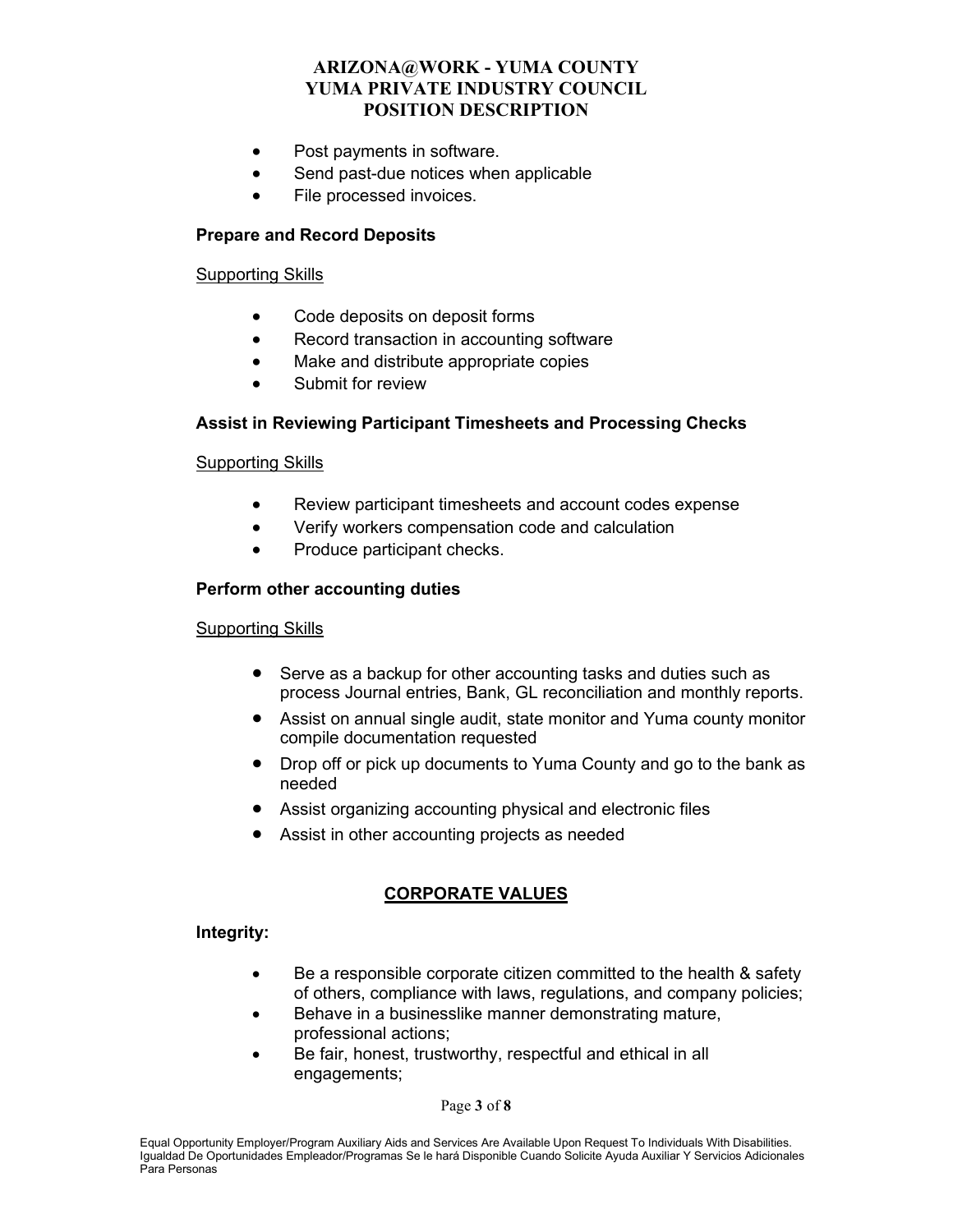- Post payments in software.
- Send past-due notices when applicable
- File processed invoices.

**Prepare and Record Deposits**

<u>Supporting Skills</u>

- Code deposits on deposit forms
- Record transaction in accounting software
- Make and distribute appropriate copies
- Submit for review

**Assist in Reviewing Participant Timesheets and Processing Checks**

<u>Supporting Skills</u>

- Review participant timesheets and account codes expense
- Verify workers compensation code and calculation
- Produce participant checks.

**Perform other accounting duties**

<u>Supporting Skills</u>

- Serve as a backup for other accounting tasks and duties such as process Journal entries, Bank, GL reconciliation and monthly reports.
- Assist on annual single audit, state monitor and Yuma county monitor compile documentation requested
- Drop off or pick up documents to Yuma County and go to the bank as needed
- Assist organizing accounting physical and electronic files
- Assist in other accounting projects as needed

## CORPORATE VALUES

**Integrity:**

- Be a responsible corporate citizen committed to the health & safety of others, compliance with laws, regulations, and company policies;
- Behave in a businesslike manner demonstrating mature, professional actions;
- Be fair, honest, trustworthy, respectful and ethical in all engagements;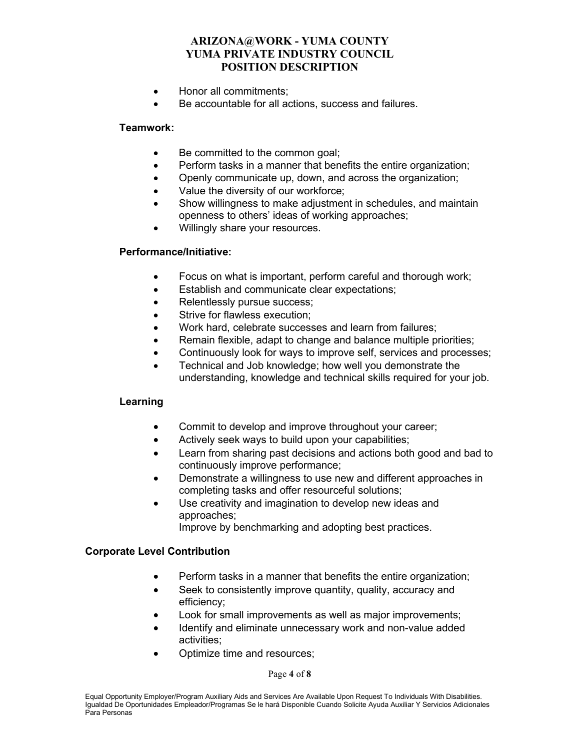- Honor all commitments;
- Be accountable for all actions, success and failures.

**Teamwork:**

- Be committed to the common goal;
- Perform tasks in a manner that benefits the entire organization;
- Openly communicate up, down, and across the organization;
- Value the diversity of our workforce;
- Show willingness to make adjustment in schedules, and maintain openness to others' ideas of working approaches;
- Willingly share your resources.

**Performance/Initiative:**

- Focus on what is important, perform careful and thorough work;
- Establish and communicate clear expectations;
- Relentlessly pursue success;
- Strive for flawless execution;
- Work hard, celebrate successes and learn from failures;
- Remain flexible, adapt to change and balance multiple priorities;
- Continuously look for ways to improve self, services and processes;
- Technical and Job knowledge; how well you demonstrate the understanding, knowledge and technical skills required for your job.

**Learning**

- Commit to develop and improve throughout your career;
- Actively seek ways to build upon your capabilities;
- Learn from sharing past decisions and actions both good and bad to continuously improve performance;
- Demonstrate a willingness to use new and different approaches in completing tasks and offer resourceful solutions;
- Use creativity and imagination to develop new ideas and approaches;
  Improve by benchmarking and adopting best practices.

**Corporate Level Contribution**

- Perform tasks in a manner that benefits the entire organization;
- Seek to consistently improve quantity, quality, accuracy and efficiency;
- Look for small improvements as well as major improvements;
- Identify and eliminate unnecessary work and non-value added activities;
- Optimize time and resources;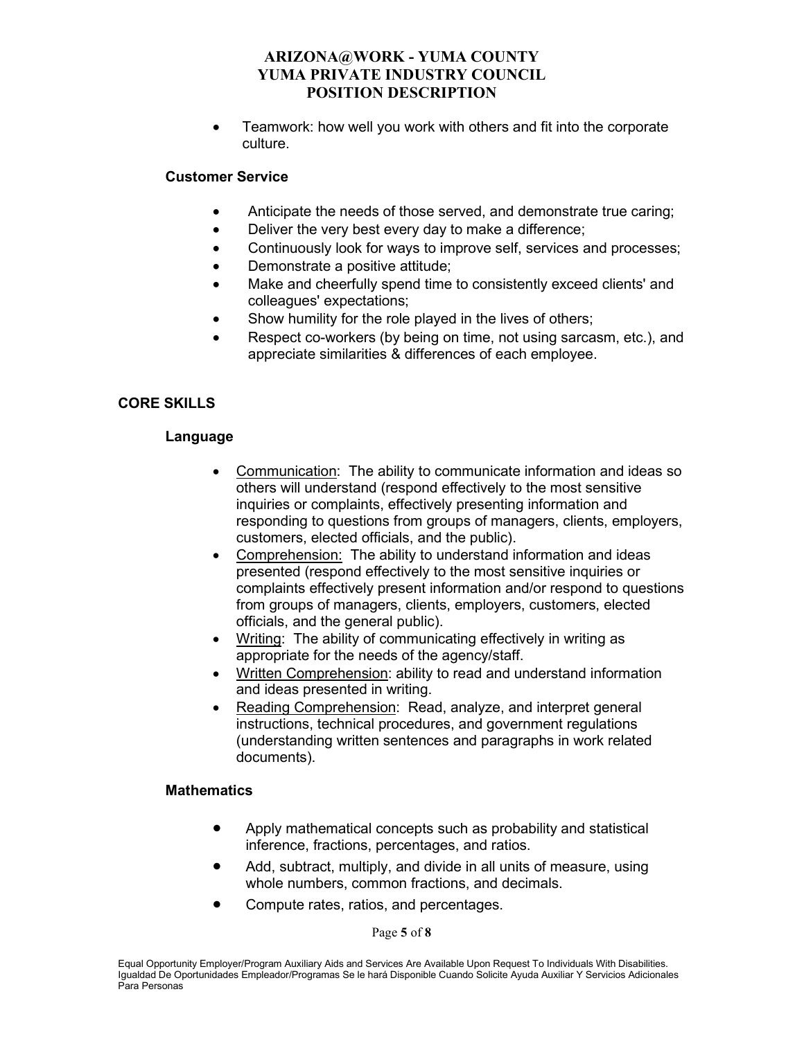- Teamwork: how well you work with others and fit into the corporate culture.

### Customer Service

- Anticipate the needs of those served, and demonstrate true caring;
- Deliver the very best every day to make a difference;
- Continuously look for ways to improve self, services and processes;
- Demonstrate a positive attitude;
- Make and cheerfully spend time to consistently exceed clients' and colleagues' expectations;
- Show humility for the role played in the lives of others;
- Respect co-workers (by being on time, not using sarcasm, etc.), and appreciate similarities & differences of each employee.

## CORE SKILLS

### Language

- Communication: The ability to communicate information and ideas so others will understand (respond effectively to the most sensitive inquiries or complaints, effectively presenting information and responding to questions from groups of managers, clients, employers, customers, elected officials, and the public).
- Comprehension: The ability to understand information and ideas presented (respond effectively to the most sensitive inquiries or complaints effectively present information and/or respond to questions from groups of managers, clients, employers, customers, elected officials, and the general public).
- Writing: The ability of communicating effectively in writing as appropriate for the needs of the agency/staff.
- Written Comprehension: ability to read and understand information and ideas presented in writing.
- Reading Comprehension: Read, analyze, and interpret general instructions, technical procedures, and government regulations (understanding written sentences and paragraphs in work related documents).

### Mathematics

- Apply mathematical concepts such as probability and statistical inference, fractions, percentages, and ratios.
- Add, subtract, multiply, and divide in all units of measure, using whole numbers, common fractions, and decimals.
- Compute rates, ratios, and percentages.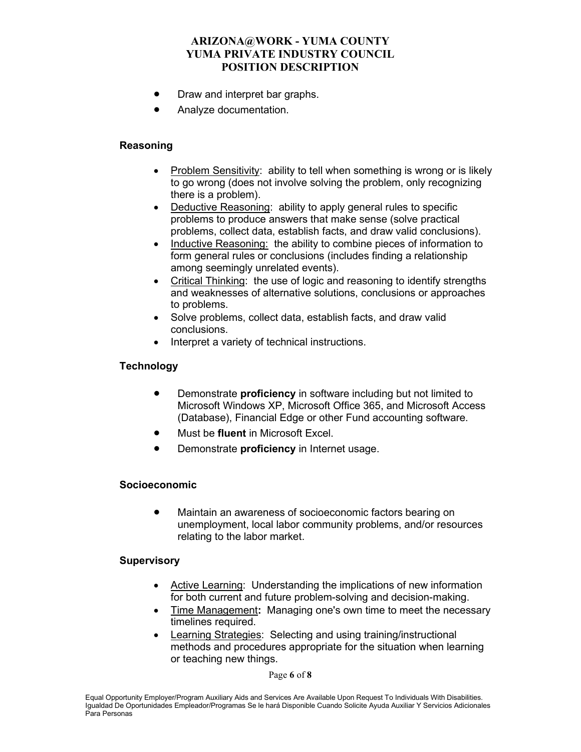- Draw and interpret bar graphs.
- Analyze documentation.

**Reasoning**

- Problem Sensitivity: ability to tell when something is wrong or is likely to go wrong (does not involve solving the problem, only recognizing there is a problem).
- Deductive Reasoning: ability to apply general rules to specific problems to produce answers that make sense (solve practical problems, collect data, establish facts, and draw valid conclusions).
- Inductive Reasoning: the ability to combine pieces of information to form general rules or conclusions (includes finding a relationship among seemingly unrelated events).
- Critical Thinking: the use of logic and reasoning to identify strengths and weaknesses of alternative solutions, conclusions or approaches to problems.
- Solve problems, collect data, establish facts, and draw valid conclusions.
- Interpret a variety of technical instructions.

**Technology**

- Demonstrate **proficiency** in software including but not limited to Microsoft Windows XP, Microsoft Office 365, and Microsoft Access (Database), Financial Edge or other Fund accounting software.
- Must be **fluent** in Microsoft Excel.
- Demonstrate **proficiency** in Internet usage.

**Socioeconomic**

- Maintain an awareness of socioeconomic factors bearing on unemployment, local labor community problems, and/or resources relating to the labor market.

**Supervisory**

- Active Learning: Understanding the implications of new information for both current and future problem-solving and decision-making.
- Time Management**:** Managing one's own time to meet the necessary timelines required.
- Learning Strategies: Selecting and using training/instructional methods and procedures appropriate for the situation when learning or teaching new things.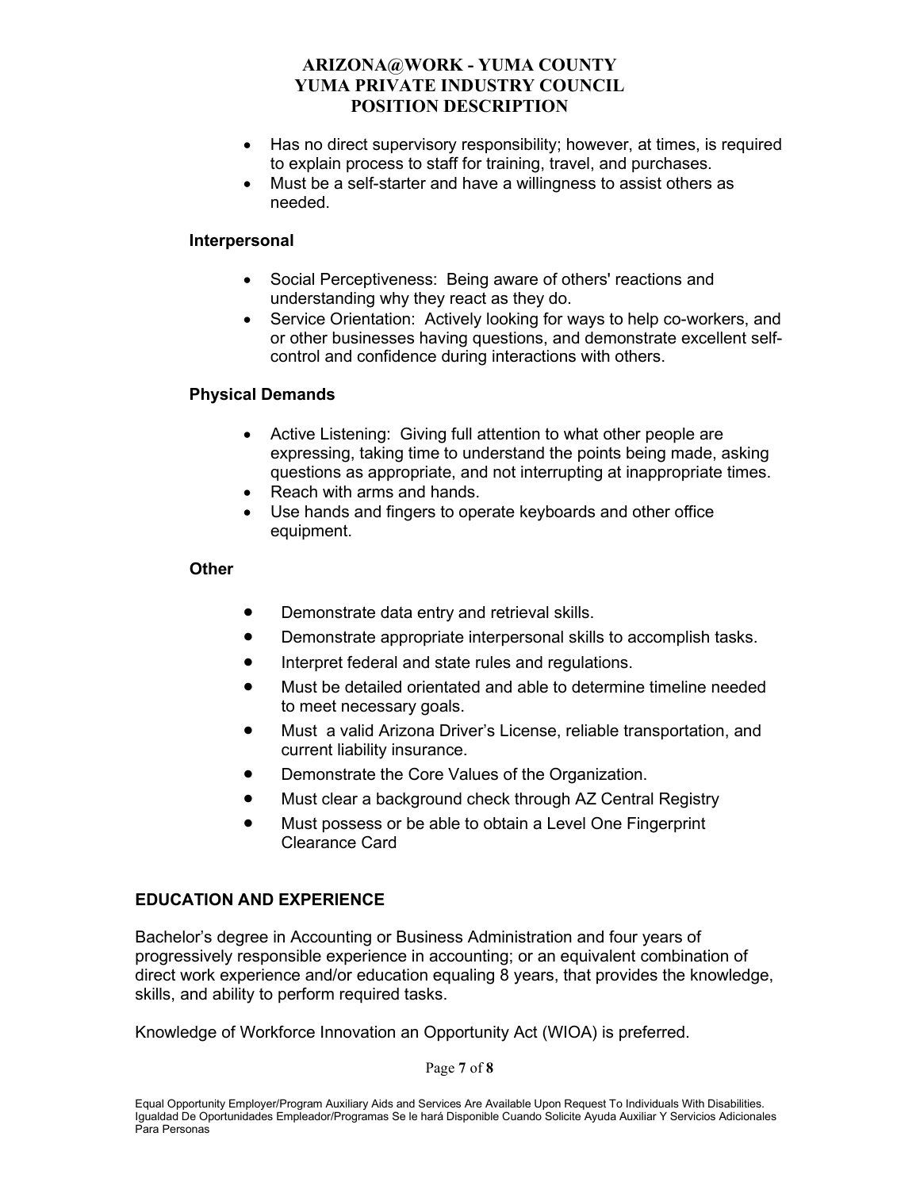- Has no direct supervisory responsibility; however, at times, is required to explain process to staff for training, travel, and purchases.
- Must be a self-starter and have a willingness to assist others as needed.

**Interpersonal**

- Social Perceptiveness: Being aware of others' reactions and understanding why they react as they do.
- Service Orientation: Actively looking for ways to help co-workers, and or other businesses having questions, and demonstrate excellent self-control and confidence during interactions with others.

**Physical Demands**

- Active Listening: Giving full attention to what other people are expressing, taking time to understand the points being made, asking questions as appropriate, and not interrupting at inappropriate times.
- Reach with arms and hands.
- Use hands and fingers to operate keyboards and other office equipment.

**Other**

- Demonstrate data entry and retrieval skills.
- Demonstrate appropriate interpersonal skills to accomplish tasks.
- Interpret federal and state rules and regulations.
- Must be detailed orientated and able to determine timeline needed to meet necessary goals.
- Must a valid Arizona Driver's License, reliable transportation, and current liability insurance.
- Demonstrate the Core Values of the Organization.
- Must clear a background check through AZ Central Registry
- Must possess or be able to obtain a Level One Fingerprint Clearance Card

## EDUCATION AND EXPERIENCE

Bachelor's degree in Accounting or Business Administration and four years of progressively responsible experience in accounting; or an equivalent combination of direct work experience and/or education equaling 8 years, that provides the knowledge, skills, and ability to perform required tasks.

Knowledge of Workforce Innovation an Opportunity Act (WIOA) is preferred.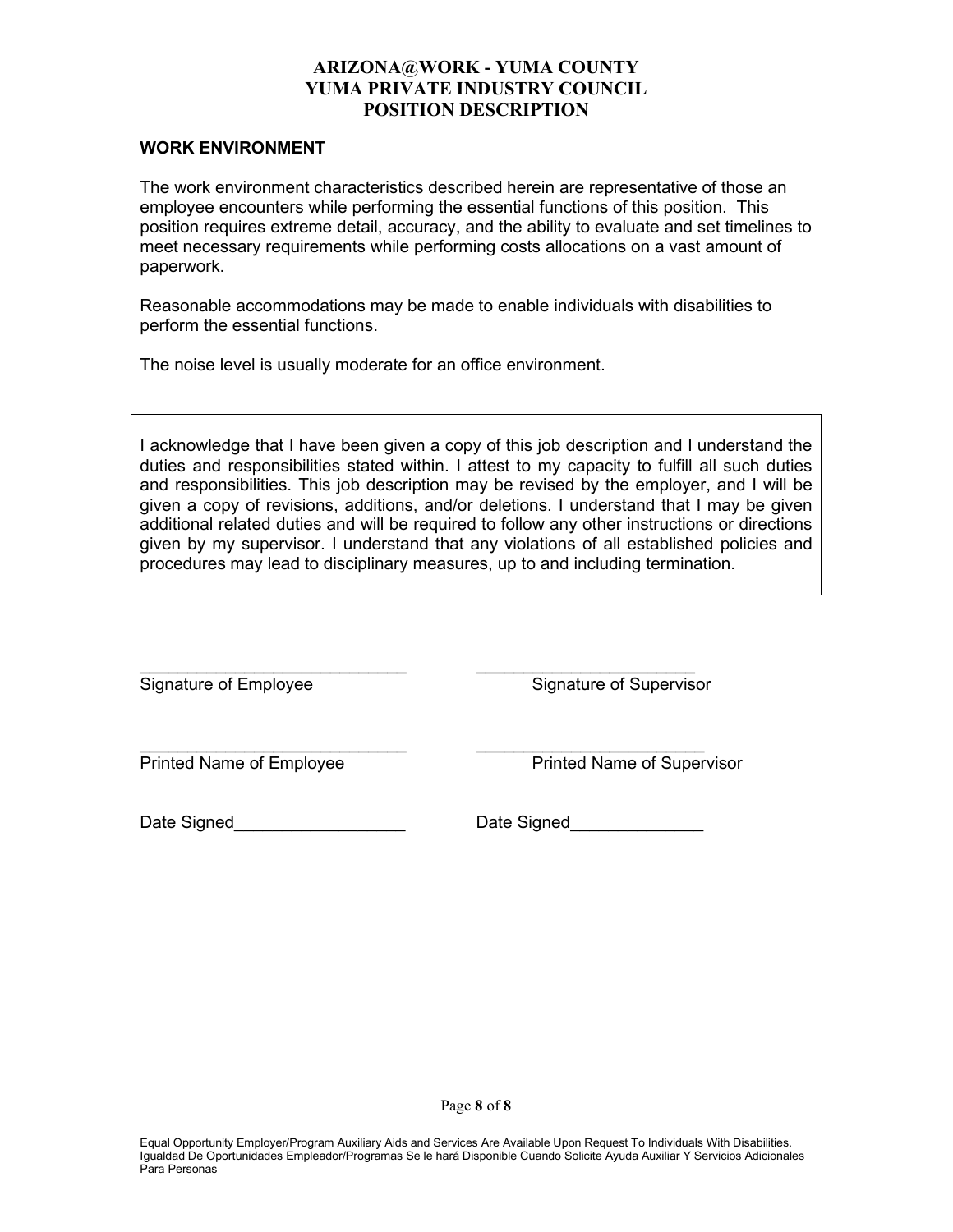# ARIZONA@WORK - YUMA COUNTY
# YUMA PRIVATE INDUSTRY COUNCIL
# POSITION DESCRIPTION

**WORK ENVIRONMENT**

The work environment characteristics described herein are representative of those an employee encounters while performing the essential functions of this position. This position requires extreme detail, accuracy, and the ability to evaluate and set timelines to meet necessary requirements while performing costs allocations on a vast amount of paperwork.

Reasonable accommodations may be made to enable individuals with disabilities to perform the essential functions.

The noise level is usually moderate for an office environment.

I acknowledge that I have been given a copy of this job description and I understand the duties and responsibilities stated within. I attest to my capacity to fulfill all such duties and responsibilities. This job description may be revised by the employer, and I will be given a copy of revisions, additions, and/or deletions. I understand that I may be given additional related duties and will be required to follow any other instructions or directions given by my supervisor. I understand that any violations of all established policies and procedures may lead to disciplinary measures, up to and including termination.

____________________________ ______________________
Signature of Employee Signature of Supervisor

____________________________ ______________________
Printed Name of Employee Printed Name of Supervisor

Date Signed__________________ Date Signed______________

Equal Opportunity Employer/Program Auxiliary Aids and Services Are Available Upon Request To Individuals With Disabilities. Igualdad De Oportunidades Empleador/Programas Se le hará Disponible Cuando Solicite Ayuda Auxiliar Y Servicios Adicionales Para Personas